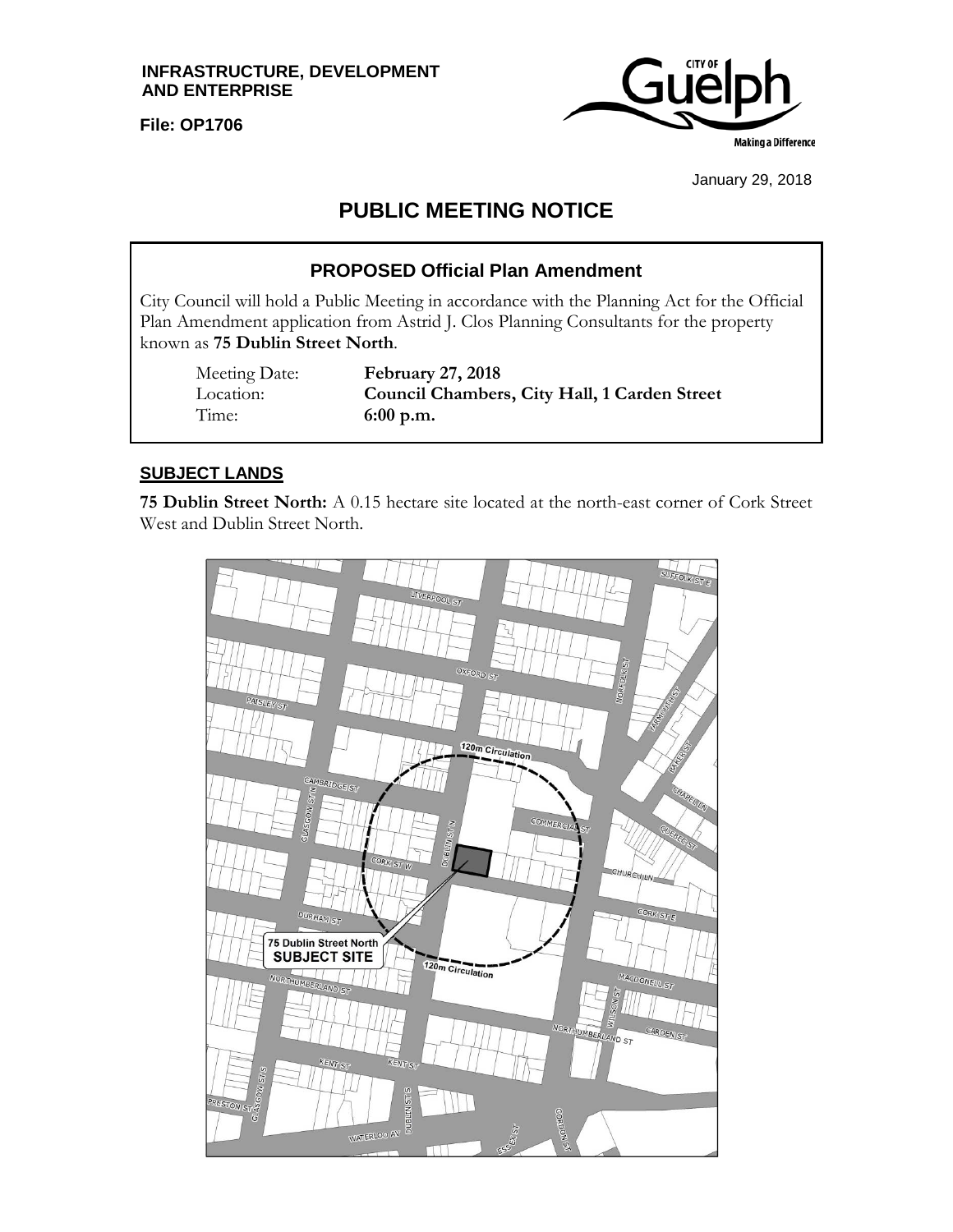INFRASTRUCTURE, DEVELOPMENT AND ENTERPRISE

File: OP1706

January 29, 2018

# PUBLIC MEETING NOTICE

## PROPOSED Official Plan Amendment

City Council will hold a Public Meeting in accordance with the Planning Act for the Official Plan Amendment application from Astrid J. Clos Planning Consultants for the property known as **75 Dublin Street North**.

| | |
|---|---|
| Meeting Date: | **February 27, 2018** |
| Location: | **Council Chambers, City Hall, 1 Carden Street** |
| Time: | **6:00 p.m.** |

## SUBJECT LANDS

**75 Dublin Street North:** A 0.15 hectare site located at the north-east corner of Cork Street West and Dublin Street North.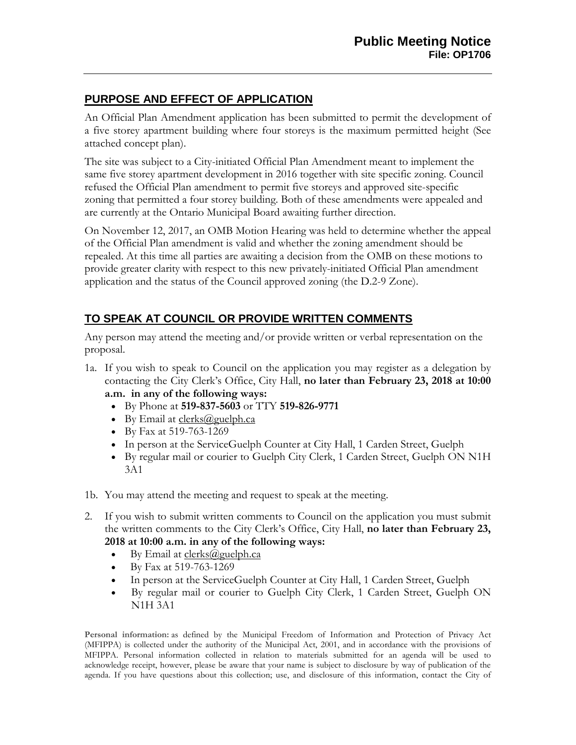# Public Meeting Notice

**File: OP1706**

## PURPOSE AND EFFECT OF APPLICATION

An Official Plan Amendment application has been submitted to permit the development of a five storey apartment building where four storeys is the maximum permitted height (See attached concept plan).

The site was subject to a City-initiated Official Plan Amendment meant to implement the same five storey apartment development in 2016 together with site specific zoning. Council refused the Official Plan amendment to permit five storeys and approved site-specific zoning that permitted a four storey building. Both of these amendments were appealed and are currently at the Ontario Municipal Board awaiting further direction.

On November 12, 2017, an OMB Motion Hearing was held to determine whether the appeal of the Official Plan amendment is valid and whether the zoning amendment should be repealed. At this time all parties are awaiting a decision from the OMB on these motions to provide greater clarity with respect to this new privately-initiated Official Plan amendment application and the status of the Council approved zoning (the D.2-9 Zone).

## TO SPEAK AT COUNCIL OR PROVIDE WRITTEN COMMENTS

Any person may attend the meeting and/or provide written or verbal representation on the proposal.

1a. If you wish to speak to Council on the application you may register as a delegation by contacting the City Clerk's Office, City Hall, **no later than February 23, 2018 at 10:00 a.m. in any of the following ways:**
   - By Phone at **519-837-5603** or TTY **519-826-9771**
   - By Email at clerks@guelph.ca
   - By Fax at 519-763-1269
   - In person at the ServiceGuelph Counter at City Hall, 1 Carden Street, Guelph
   - By regular mail or courier to Guelph City Clerk, 1 Carden Street, Guelph ON N1H 3A1

1b. You may attend the meeting and request to speak at the meeting.

2. If you wish to submit written comments to Council on the application you must submit the written comments to the City Clerk's Office, City Hall, **no later than February 23, 2018 at 10:00 a.m. in any of the following ways:**
   - By Email at clerks@guelph.ca
   - By Fax at 519-763-1269
   - In person at the ServiceGuelph Counter at City Hall, 1 Carden Street, Guelph
   - By regular mail or courier to Guelph City Clerk, 1 Carden Street, Guelph ON N1H 3A1

**Personal information:** as defined by the Municipal Freedom of Information and Protection of Privacy Act (MFIPPA) is collected under the authority of the Municipal Act, 2001, and in accordance with the provisions of MFIPPA. Personal information collected in relation to materials submitted for an agenda will be used to acknowledge receipt, however, please be aware that your name is subject to disclosure by way of publication of the agenda. If you have questions about this collection; use, and disclosure of this information, contact the City of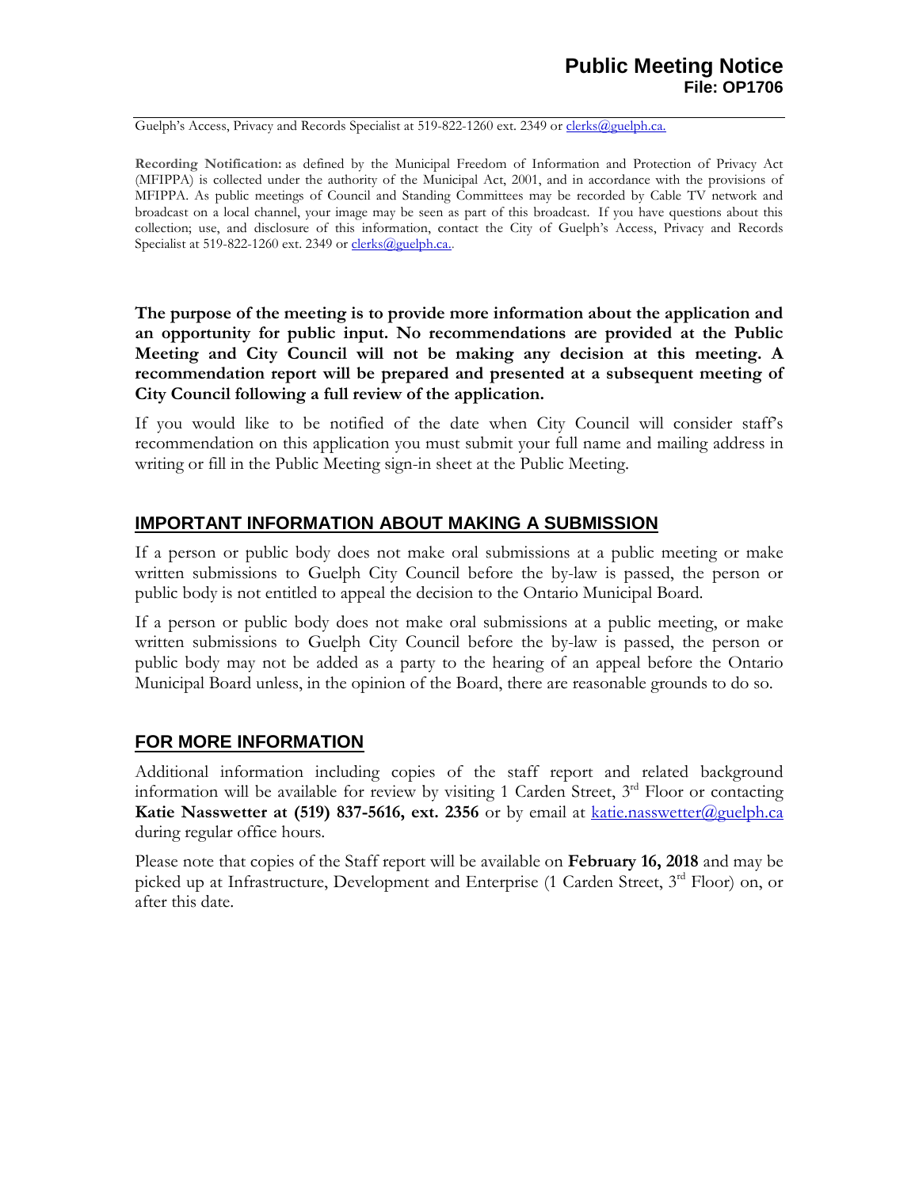Guelph's Access, Privacy and Records Specialist at 519-822-1260 ext. 2349 or clerks@guelph.ca.

**Recording Notification:** as defined by the Municipal Freedom of Information and Protection of Privacy Act (MFIPPA) is collected under the authority of the Municipal Act, 2001, and in accordance with the provisions of MFIPPA. As public meetings of Council and Standing Committees may be recorded by Cable TV network and broadcast on a local channel, your image may be seen as part of this broadcast. If you have questions about this collection; use, and disclosure of this information, contact the City of Guelph's Access, Privacy and Records Specialist at 519-822-1260 ext. 2349 or clerks@guelph.ca..

**The purpose of the meeting is to provide more information about the application and an opportunity for public input. No recommendations are provided at the Public Meeting and City Council will not be making any decision at this meeting. A recommendation report will be prepared and presented at a subsequent meeting of City Council following a full review of the application.**

If you would like to be notified of the date when City Council will consider staff's recommendation on this application you must submit your full name and mailing address in writing or fill in the Public Meeting sign-in sheet at the Public Meeting.

## IMPORTANT INFORMATION ABOUT MAKING A SUBMISSION

If a person or public body does not make oral submissions at a public meeting or make written submissions to Guelph City Council before the by-law is passed, the person or public body is not entitled to appeal the decision to the Ontario Municipal Board.

If a person or public body does not make oral submissions at a public meeting, or make written submissions to Guelph City Council before the by-law is passed, the person or public body may not be added as a party to the hearing of an appeal before the Ontario Municipal Board unless, in the opinion of the Board, there are reasonable grounds to do so.

## FOR MORE INFORMATION

Additional information including copies of the staff report and related background information will be available for review by visiting 1 Carden Street, 3rd Floor or contacting **Katie Nasswetter at (519) 837-5616, ext. 2356** or by email at katie.nasswetter@guelph.ca during regular office hours.

Please note that copies of the Staff report will be available on **February 16, 2018** and may be picked up at Infrastructure, Development and Enterprise (1 Carden Street, 3rd Floor) on, or after this date.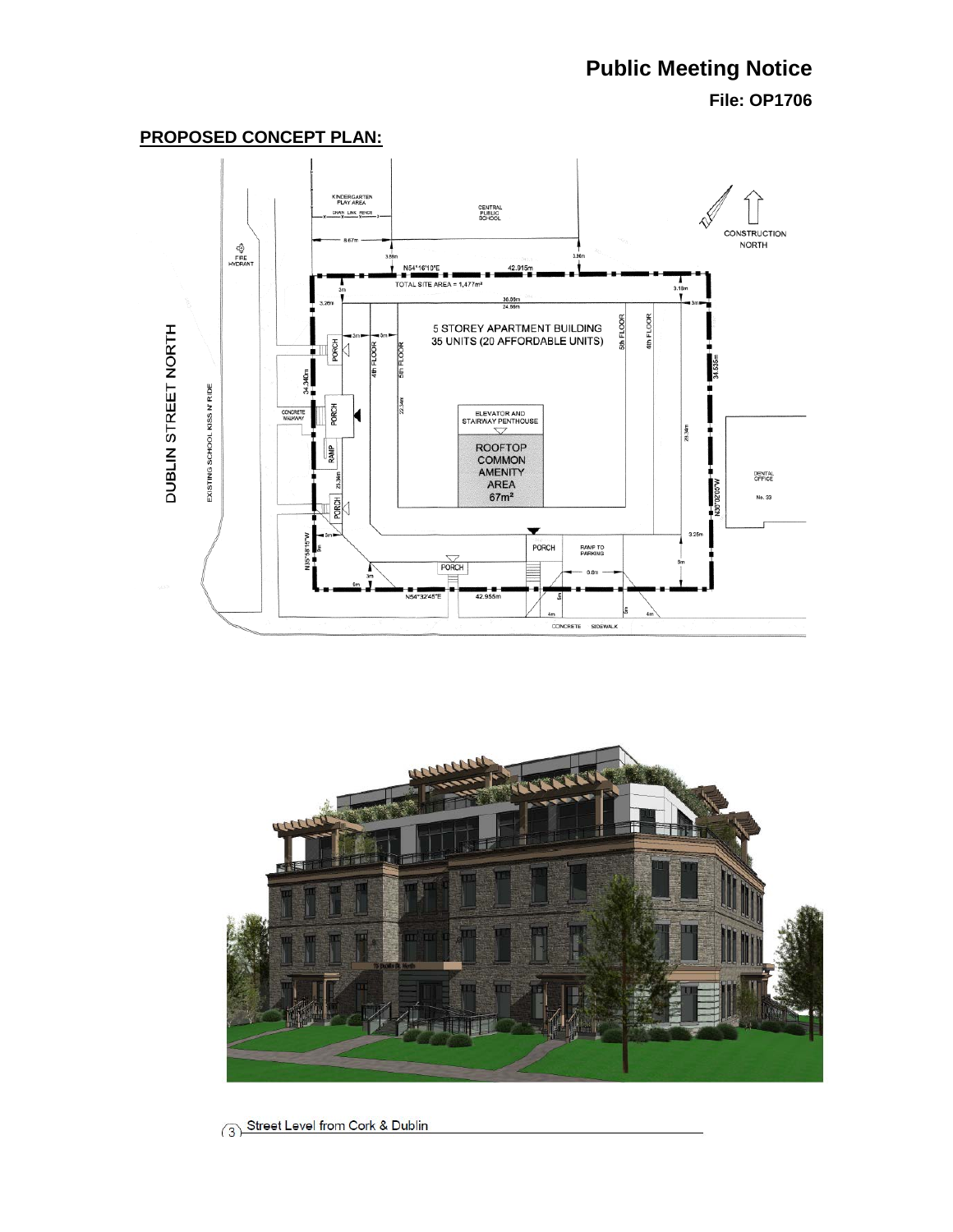# Public Meeting Notice

**File: OP1706**

## PROPOSED CONCEPT PLAN:

3 Street Level from Cork & Dublin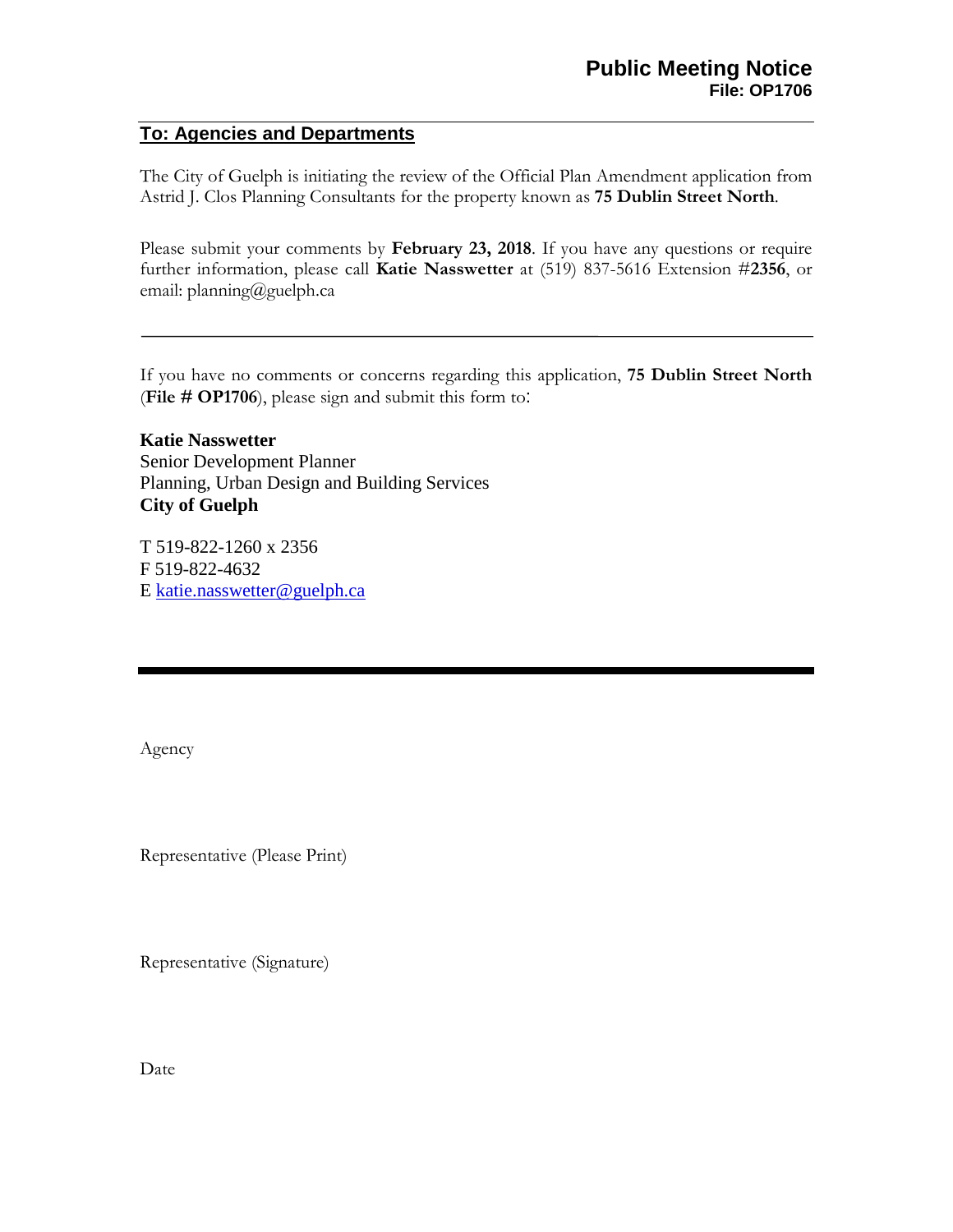# Public Meeting Notice
**File: OP1706**

---

## To: Agencies and Departments

The City of Guelph is initiating the review of the Official Plan Amendment application from Astrid J. Clos Planning Consultants for the property known as **75 Dublin Street North**.

Please submit your comments by **February 23, 2018**. If you have any questions or require further information, please call **Katie Nasswetter** at (519) 837-5616 Extension #**2356**, or email: planning@guelph.ca

---

If you have no comments or concerns regarding this application, **75 Dublin Street North** (**File # OP1706**), please sign and submit this form to:

**Katie Nasswetter**
Senior Development Planner
Planning, Urban Design and Building Services
**City of Guelph**

T 519-822-1260 x 2356
F 519-822-4632
E katie.nasswetter@guelph.ca

---

Agency

Representative (Please Print)

Representative (Signature)

Date